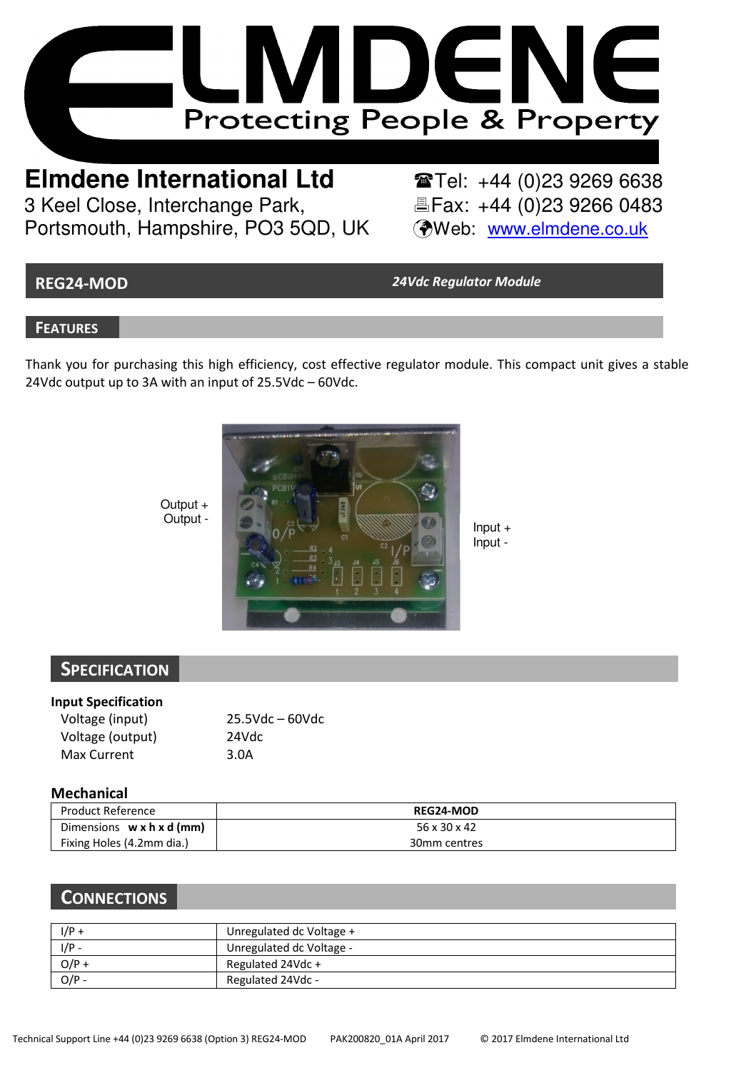# ELMDENE

Protecting People & Property

**Elmdene International Ltd**
3 Keel Close, Interchange Park,
Portsmouth, Hampshire, PO3 5QD, UK

☎Tel: +44 (0)23 9269 6638
Fax: +44 (0)23 9266 0483
Web: www.elmdene.co.uk

## REG24-MOD — *24Vdc Regulator Module*

## FEATURES

Thank you for purchasing this high efficiency, cost effective regulator module. This compact unit gives a stable 24Vdc output up to 3A with an input of 25.5Vdc – 60Vdc.

Output +
Output -

Input +
Input -

## SPECIFICATION

**Input Specification**

| | |
|---|---|
| Voltage (input) | 25.5Vdc – 60Vdc |
| Voltage (output) | 24Vdc |
| Max Current | 3.0A |

**Mechanical**

| Product Reference | **REG24-MOD** |
|---|---|
| Dimensions **w x h x d (mm)** | 56 x 30 x 42 |
| Fixing Holes (4.2mm dia.) | 30mm centres |

## CONNECTIONS

| | |
|---|---|
| I/P + | Unregulated dc Voltage + |
| I/P - | Unregulated dc Voltage - |
| O/P + | Regulated 24Vdc + |
| O/P - | Regulated 24Vdc - |

Technical Support Line +44 (0)23 9269 6638 (Option 3) REG24-MOD PAK200820_01A April 2017 © 2017 Elmdene International Ltd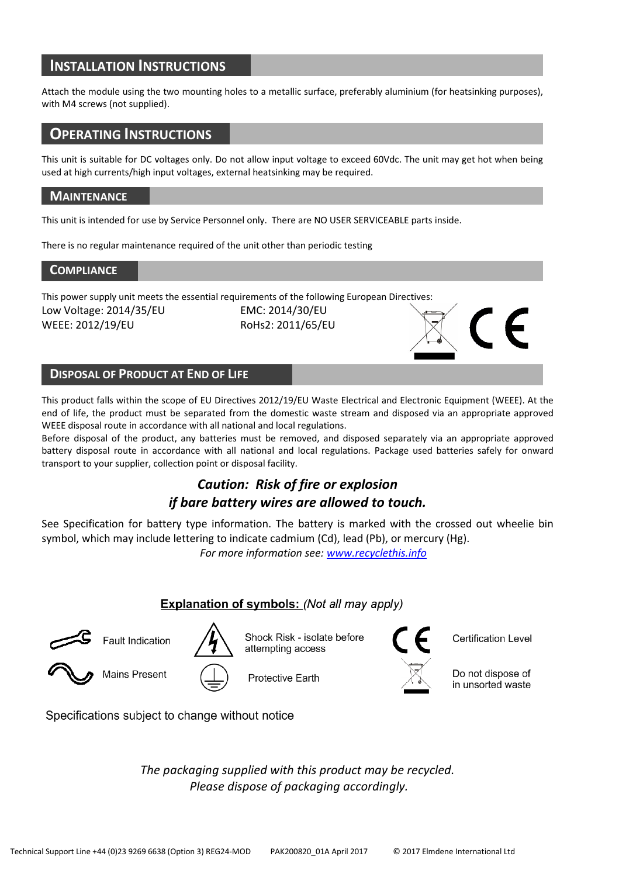## INSTALLATION INSTRUCTIONS

Attach the module using the two mounting holes to a metallic surface, preferably aluminium (for heatsinking purposes), with M4 screws (not supplied).

## OPERATING INSTRUCTIONS

This unit is suitable for DC voltages only. Do not allow input voltage to exceed 60Vdc. The unit may get hot when being used at high currents/high input voltages, external heatsinking may be required.

### MAINTENANCE

This unit is intended for use by Service Personnel only. There are NO USER SERVICEABLE parts inside.

There is no regular maintenance required of the unit other than periodic testing

### COMPLIANCE

This power supply unit meets the essential requirements of the following European Directives:

| | |
|---|---|
| Low Voltage: 2014/35/EU | EMC: 2014/30/EU |
| WEEE: 2012/19/EU | RoHs2: 2011/65/EU |

### DISPOSAL OF PRODUCT AT END OF LIFE

This product falls within the scope of EU Directives 2012/19/EU Waste Electrical and Electronic Equipment (WEEE). At the end of life, the product must be separated from the domestic waste stream and disposed via an appropriate approved WEEE disposal route in accordance with all national and local regulations.
Before disposal of the product, any batteries must be removed, and disposed separately via an appropriate approved battery disposal route in accordance with all national and local regulations. Package used batteries safely for onward transport to your supplier, collection point or disposal facility.

***Caution: Risk of fire or explosion if bare battery wires are allowed to touch.***

See Specification for battery type information. The battery is marked with the crossed out wheelie bin symbol, which may include lettering to indicate cadmium (Cd), lead (Pb), or mercury (Hg).

*For more information see: www.recyclethis.info*

**Explanation of symbols:** *(Not all may apply)*

Fault Indication

Mains Present

Shock Risk - isolate before attempting access

Protective Earth

Certification Level

Do not dispose of in unsorted waste

Specifications subject to change without notice

*The packaging supplied with this product may be recycled.*
*Please dispose of packaging accordingly.*

Technical Support Line +44 (0)23 9269 6638 (Option 3) REG24-MOD PAK200820_01A April 2017 © 2017 Elmdene International Ltd